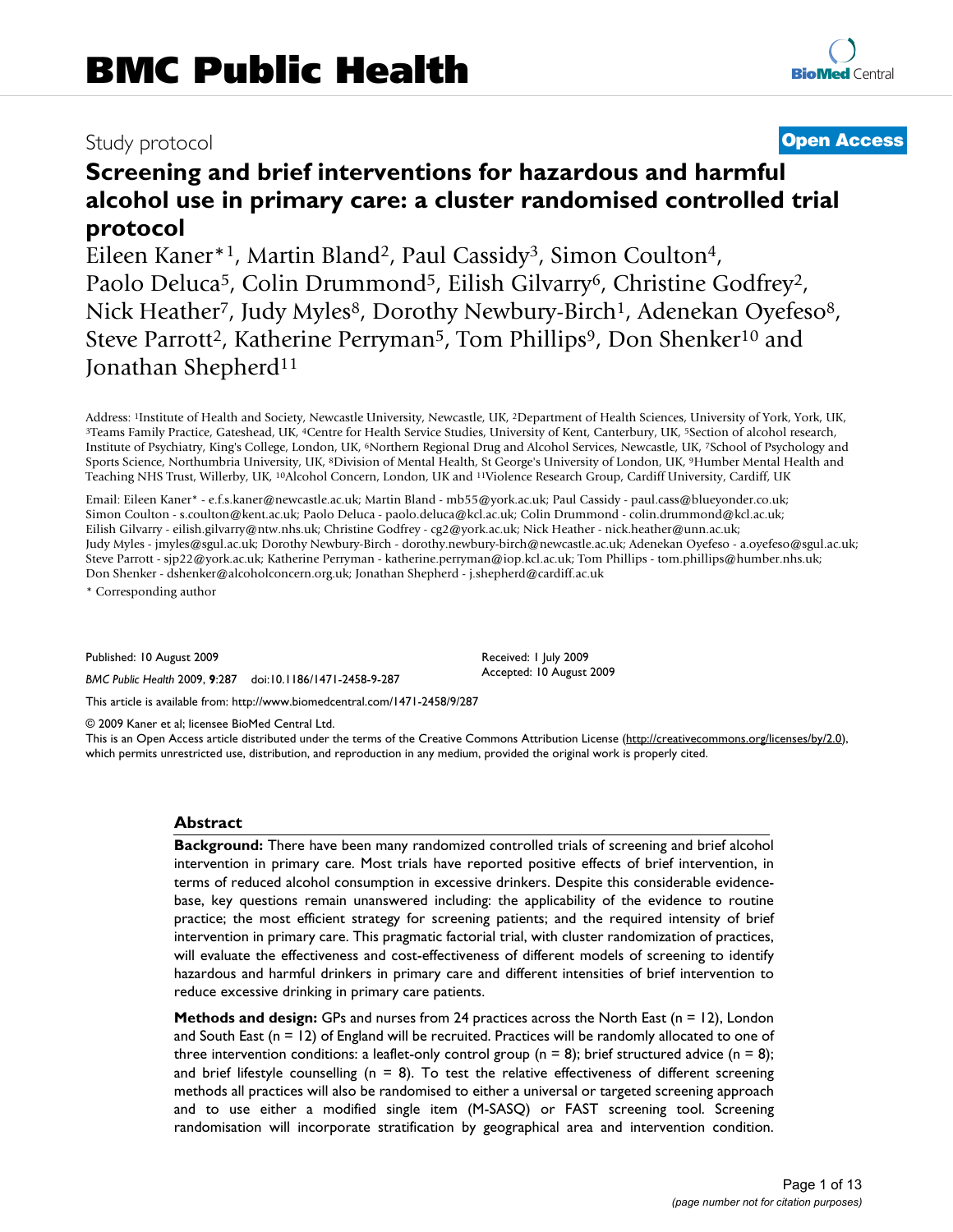# BMC Public Health

Study protocol

**Open Access**

## Screening and brief interventions for hazardous and harmful alcohol use in primary care: a cluster randomised controlled trial protocol

Eileen Kaner*[1], Martin Bland[2], Paul Cassidy[3], Simon Coulton[4], Paolo Deluca[5], Colin Drummond[5], Eilish Gilvarry[6], Christine Godfrey[2], Nick Heather[7], Judy Myles[8], Dorothy Newbury-Birch[1], Adenekan Oyefeso[8], Steve Parrott[2], Katherine Perryman[5], Tom Phillips[9], Don Shenker[10] and Jonathan Shepherd[11]

Address: [1]Institute of Health and Society, Newcastle University, Newcastle, UK, [2]Department of Health Sciences, University of York, York, UK, [3]Teams Family Practice, Gateshead, UK, [4]Centre for Health Service Studies, University of Kent, Canterbury, UK, [5]Section of alcohol research, Institute of Psychiatry, King's College, London, UK, [6]Northern Regional Drug and Alcohol Services, Newcastle, UK, [7]School of Psychology and Sports Science, Northumbria University, UK, [8]Division of Mental Health, St George's University of London, UK, [9]Humber Mental Health and Teaching NHS Trust, Willerby, UK, [10]Alcohol Concern, London, UK and [11]Violence Research Group, Cardiff University, Cardiff, UK

Email: Eileen Kaner* - e.f.s.kaner@newcastle.ac.uk; Martin Bland - mb55@york.ac.uk; Paul Cassidy - paul.cass@blueyonder.co.uk; Simon Coulton - s.coulton@kent.ac.uk; Paolo Deluca - paolo.deluca@kcl.ac.uk; Colin Drummond - colin.drummond@kcl.ac.uk; Eilish Gilvarry - eilish.gilvarry@ntw.nhs.uk; Christine Godfrey - cg2@york.ac.uk; Nick Heather - nick.heather@unn.ac.uk; Judy Myles - jmyles@sgul.ac.uk; Dorothy Newbury-Birch - dorothy.newbury-birch@newcastle.ac.uk; Adenekan Oyefeso - a.oyefeso@sgul.ac.uk; Steve Parrott - sjp22@york.ac.uk; Katherine Perryman - katherine.perryman@iop.kcl.ac.uk; Tom Phillips - tom.phillips@humber.nhs.uk; Don Shenker - dshenker@alcoholconcern.org.uk; Jonathan Shepherd - j.shepherd@cardiff.ac.uk

\* Corresponding author

Published: 10 August 2009

*BMC Public Health* 2009, **9**:287 doi:10.1186/1471-2458-9-287

Received: 1 July 2009
Accepted: 10 August 2009

This article is available from: http://www.biomedcentral.com/1471-2458/9/287

© 2009 Kaner et al; licensee BioMed Central Ltd.
This is an Open Access article distributed under the terms of the Creative Commons Attribution License (http://creativecommons.org/licenses/by/2.0), which permits unrestricted use, distribution, and reproduction in any medium, provided the original work is properly cited.

### Abstract

**Background:** There have been many randomized controlled trials of screening and brief alcohol intervention in primary care. Most trials have reported positive effects of brief intervention, in terms of reduced alcohol consumption in excessive drinkers. Despite this considerable evidence-base, key questions remain unanswered including: the applicability of the evidence to routine practice; the most efficient strategy for screening patients; and the required intensity of brief intervention in primary care. This pragmatic factorial trial, with cluster randomization of practices, will evaluate the effectiveness and cost-effectiveness of different models of screening to identify hazardous and harmful drinkers in primary care and different intensities of brief intervention to reduce excessive drinking in primary care patients.

**Methods and design:** GPs and nurses from 24 practices across the North East (n = 12), London and South East (n = 12) of England will be recruited. Practices will be randomly allocated to one of three intervention conditions: a leaflet-only control group (n = 8); brief structured advice (n = 8); and brief lifestyle counselling (n = 8). To test the relative effectiveness of different screening methods all practices will also be randomised to either a universal or targeted screening approach and to use either a modified single item (M-SASQ) or FAST screening tool. Screening randomisation will incorporate stratification by geographical area and intervention condition.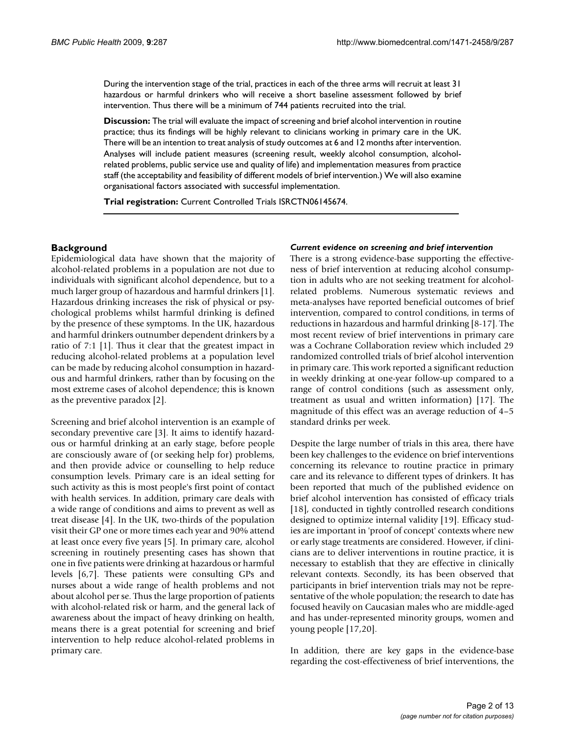During the intervention stage of the trial, practices in each of the three arms will recruit at least 31 hazardous or harmful drinkers who will receive a short baseline assessment followed by brief intervention. Thus there will be a minimum of 744 patients recruited into the trial.

**Discussion:** The trial will evaluate the impact of screening and brief alcohol intervention in routine practice; thus its findings will be highly relevant to clinicians working in primary care in the UK. There will be an intention to treat analysis of study outcomes at 6 and 12 months after intervention. Analyses will include patient measures (screening result, weekly alcohol consumption, alcohol-related problems, public service use and quality of life) and implementation measures from practice staff (the acceptability and feasibility of different models of brief intervention.) We will also examine organisational factors associated with successful implementation.

**Trial registration:** Current Controlled Trials ISRCTN06145674.

## Background

Epidemiological data have shown that the majority of alcohol-related problems in a population are not due to individuals with significant alcohol dependence, but to a much larger group of hazardous and harmful drinkers [1]. Hazardous drinking increases the risk of physical or psychological problems whilst harmful drinking is defined by the presence of these symptoms. In the UK, hazardous and harmful drinkers outnumber dependent drinkers by a ratio of 7:1 [1]. Thus it clear that the greatest impact in reducing alcohol-related problems at a population level can be made by reducing alcohol consumption in hazardous and harmful drinkers, rather than by focusing on the most extreme cases of alcohol dependence; this is known as the preventive paradox [2].

Screening and brief alcohol intervention is an example of secondary preventive care [3]. It aims to identify hazardous or harmful drinking at an early stage, before people are consciously aware of (or seeking help for) problems, and then provide advice or counselling to help reduce consumption levels. Primary care is an ideal setting for such activity as this is most people's first point of contact with health services. In addition, primary care deals with a wide range of conditions and aims to prevent as well as treat disease [4]. In the UK, two-thirds of the population visit their GP one or more times each year and 90% attend at least once every five years [5]. In primary care, alcohol screening in routinely presenting cases has shown that one in five patients were drinking at hazardous or harmful levels [6,7]. These patients were consulting GPs and nurses about a wide range of health problems and not about alcohol per se. Thus the large proportion of patients with alcohol-related risk or harm, and the general lack of awareness about the impact of heavy drinking on health, means there is a great potential for screening and brief intervention to help reduce alcohol-related problems in primary care.

### *Current evidence on screening and brief intervention*

There is a strong evidence-base supporting the effectiveness of brief intervention at reducing alcohol consumption in adults who are not seeking treatment for alcohol-related problems. Numerous systematic reviews and meta-analyses have reported beneficial outcomes of brief intervention, compared to control conditions, in terms of reductions in hazardous and harmful drinking [8-17]. The most recent review of brief interventions in primary care was a Cochrane Collaboration review which included 29 randomized controlled trials of brief alcohol intervention in primary care. This work reported a significant reduction in weekly drinking at one-year follow-up compared to a range of control conditions (such as assessment only, treatment as usual and written information) [17]. The magnitude of this effect was an average reduction of 4–5 standard drinks per week.

Despite the large number of trials in this area, there have been key challenges to the evidence on brief interventions concerning its relevance to routine practice in primary care and its relevance to different types of drinkers. It has been reported that much of the published evidence on brief alcohol intervention has consisted of efficacy trials [18], conducted in tightly controlled research conditions designed to optimize internal validity [19]. Efficacy studies are important in 'proof of concept' contexts where new or early stage treatments are considered. However, if clinicians are to deliver interventions in routine practice, it is necessary to establish that they are effective in clinically relevant contexts. Secondly, its has been observed that participants in brief intervention trials may not be representative of the whole population; the research to date has focused heavily on Caucasian males who are middle-aged and has under-represented minority groups, women and young people [17,20].

In addition, there are key gaps in the evidence-base regarding the cost-effectiveness of brief interventions, the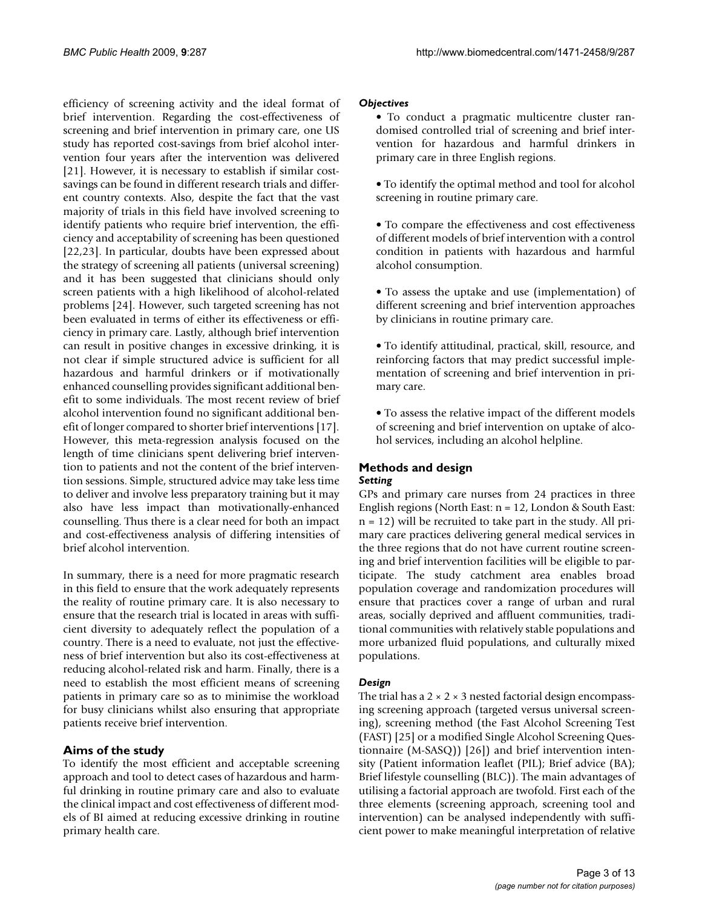efficiency of screening activity and the ideal format of brief intervention. Regarding the cost-effectiveness of screening and brief intervention in primary care, one US study has reported cost-savings from brief alcohol intervention four years after the intervention was delivered [21]. However, it is necessary to establish if similar cost-savings can be found in different research trials and different country contexts. Also, despite the fact that the vast majority of trials in this field have involved screening to identify patients who require brief intervention, the efficiency and acceptability of screening has been questioned [22,23]. In particular, doubts have been expressed about the strategy of screening all patients (universal screening) and it has been suggested that clinicians should only screen patients with a high likelihood of alcohol-related problems [24]. However, such targeted screening has not been evaluated in terms of either its effectiveness or efficiency in primary care. Lastly, although brief intervention can result in positive changes in excessive drinking, it is not clear if simple structured advice is sufficient for all hazardous and harmful drinkers or if motivationally enhanced counselling provides significant additional benefit to some individuals. The most recent review of brief alcohol intervention found no significant additional benefit of longer compared to shorter brief interventions [17]. However, this meta-regression analysis focused on the length of time clinicians spent delivering brief intervention to patients and not the content of the brief intervention sessions. Simple, structured advice may take less time to deliver and involve less preparatory training but it may also have less impact than motivationally-enhanced counselling. Thus there is a clear need for both an impact and cost-effectiveness analysis of differing intensities of brief alcohol intervention.

In summary, there is a need for more pragmatic research in this field to ensure that the work adequately represents the reality of routine primary care. It is also necessary to ensure that the research trial is located in areas with sufficient diversity to adequately reflect the population of a country. There is a need to evaluate, not just the effectiveness of brief intervention but also its cost-effectiveness at reducing alcohol-related risk and harm. Finally, there is a need to establish the most efficient means of screening patients in primary care so as to minimise the workload for busy clinicians whilst also ensuring that appropriate patients receive brief intervention.

## Aims of the study

To identify the most efficient and acceptable screening approach and tool to detect cases of hazardous and harmful drinking in routine primary care and also to evaluate the clinical impact and cost effectiveness of different models of BI aimed at reducing excessive drinking in routine primary health care.

### *Objectives*

- To conduct a pragmatic multicentre cluster randomised controlled trial of screening and brief intervention for hazardous and harmful drinkers in primary care in three English regions.

- To identify the optimal method and tool for alcohol screening in routine primary care.

- To compare the effectiveness and cost effectiveness of different models of brief intervention with a control condition in patients with hazardous and harmful alcohol consumption.

- To assess the uptake and use (implementation) of different screening and brief intervention approaches by clinicians in routine primary care.

- To identify attitudinal, practical, skill, resource, and reinforcing factors that may predict successful implementation of screening and brief intervention in primary care.

- To assess the relative impact of the different models of screening and brief intervention on uptake of alcohol services, including an alcohol helpline.

## Methods and design

### *Setting*

GPs and primary care nurses from 24 practices in three English regions (North East: n = 12, London & South East: n = 12) will be recruited to take part in the study. All primary care practices delivering general medical services in the three regions that do not have current routine screening and brief intervention facilities will be eligible to participate. The study catchment area enables broad population coverage and randomization procedures will ensure that practices cover a range of urban and rural areas, socially deprived and affluent communities, traditional communities with relatively stable populations and more urbanized fluid populations, and culturally mixed populations.

### *Design*

The trial has a $2 \times 2 \times 3$ nested factorial design encompassing screening approach (targeted versus universal screening), screening method (the Fast Alcohol Screening Test (FAST) [25] or a modified Single Alcohol Screening Questionnaire (M-SASQ)) [26]) and brief intervention intensity (Patient information leaflet (PIL); Brief advice (BA); Brief lifestyle counselling (BLC)). The main advantages of utilising a factorial approach are twofold. First each of the three elements (screening approach, screening tool and intervention) can be analysed independently with sufficient power to make meaningful interpretation of relative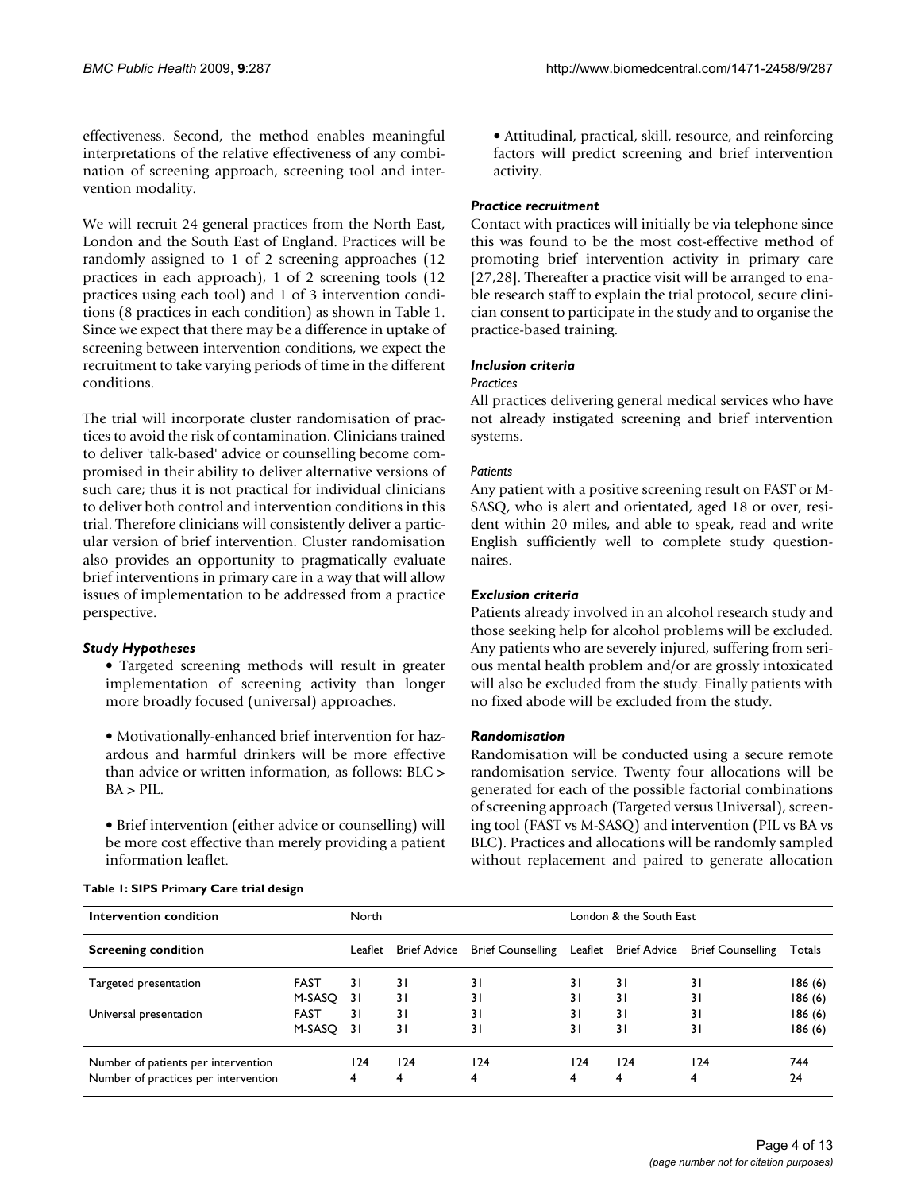effectiveness. Second, the method enables meaningful interpretations of the relative effectiveness of any combination of screening approach, screening tool and intervention modality.

We will recruit 24 general practices from the North East, London and the South East of England. Practices will be randomly assigned to 1 of 2 screening approaches (12 practices in each approach), 1 of 2 screening tools (12 practices using each tool) and 1 of 3 intervention conditions (8 practices in each condition) as shown in Table 1. Since we expect that there may be a difference in uptake of screening between intervention conditions, we expect the recruitment to take varying periods of time in the different conditions.

The trial will incorporate cluster randomisation of practices to avoid the risk of contamination. Clinicians trained to deliver 'talk-based' advice or counselling become compromised in their ability to deliver alternative versions of such care; thus it is not practical for individual clinicians to deliver both control and intervention conditions in this trial. Therefore clinicians will consistently deliver a particular version of brief intervention. Cluster randomisation also provides an opportunity to pragmatically evaluate brief interventions in primary care in a way that will allow issues of implementation to be addressed from a practice perspective.

### *Study Hypotheses*

- Targeted screening methods will result in greater implementation of screening activity than longer more broadly focused (universal) approaches.
- Motivationally-enhanced brief intervention for hazardous and harmful drinkers will be more effective than advice or written information, as follows: BLC > BA > PIL.
- Brief intervention (either advice or counselling) will be more cost effective than merely providing a patient information leaflet.
- Attitudinal, practical, skill, resource, and reinforcing factors will predict screening and brief intervention activity.

### *Practice recruitment*

Contact with practices will initially be via telephone since this was found to be the most cost-effective method of promoting brief intervention activity in primary care [27,28]. Thereafter a practice visit will be arranged to enable research staff to explain the trial protocol, secure clinician consent to participate in the study and to organise the practice-based training.

### *Inclusion criteria*

#### *Practices*

All practices delivering general medical services who have not already instigated screening and brief intervention systems.

#### *Patients*

Any patient with a positive screening result on FAST or M-SASQ, who is alert and orientated, aged 18 or over, resident within 20 miles, and able to speak, read and write English sufficiently well to complete study questionnaires.

### *Exclusion criteria*

Patients already involved in an alcohol research study and those seeking help for alcohol problems will be excluded. Any patients who are severely injured, suffering from serious mental health problem and/or are grossly intoxicated will also be excluded from the study. Finally patients with no fixed abode will be excluded from the study.

### *Randomisation*

Randomisation will be conducted using a secure remote randomisation service. Twenty four allocations will be generated for each of the possible factorial combinations of screening approach (Targeted versus Universal), screening tool (FAST vs M-SASQ) and intervention (PIL vs BA vs BLC). Practices and allocations will be randomly sampled without replacement and paired to generate allocation

**Table 1: SIPS Primary Care trial design**

| **Intervention condition** | | North | | | London & the South East | | | |
|---|---|---|---|---|---|---|---|---|
| **Screening condition** | | Leaflet | Brief Advice | Brief Counselling | Leaflet | Brief Advice | Brief Counselling | Totals |
| Targeted presentation | FAST | 31 | 31 | 31 | 31 | 31 | 31 | 186 (6) |
| | M-SASQ | 31 | 31 | 31 | 31 | 31 | 31 | 186 (6) |
| Universal presentation | FAST | 31 | 31 | 31 | 31 | 31 | 31 | 186 (6) |
| | M-SASQ | 31 | 31 | 31 | 31 | 31 | 31 | 186 (6) |
| Number of patients per intervention | | 124 | 124 | 124 | 124 | 124 | 124 | 744 |
| Number of practices per intervention | | 4 | 4 | 4 | 4 | 4 | 4 | 24 |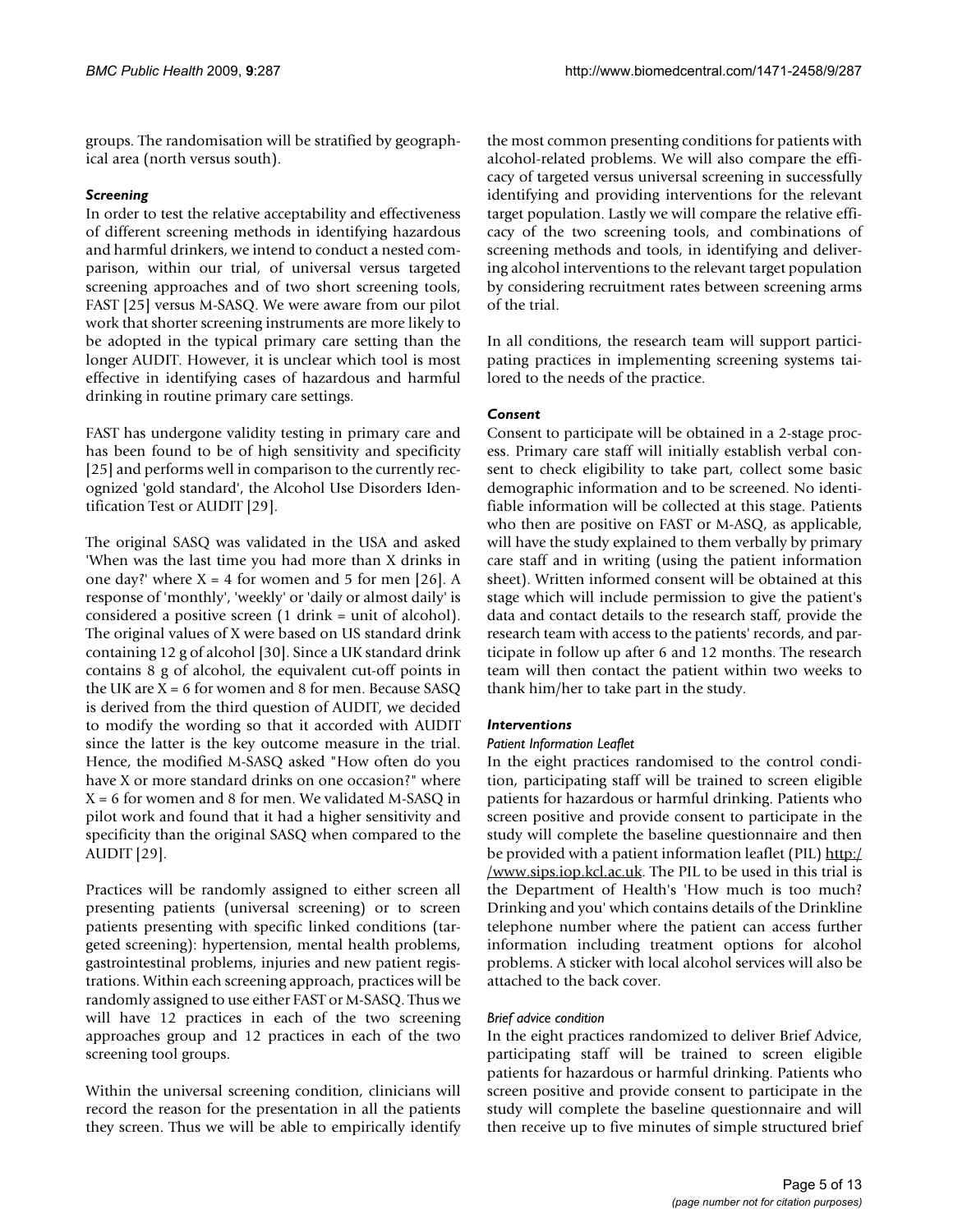groups. The randomisation will be stratified by geographical area (north versus south).

### *Screening*

In order to test the relative acceptability and effectiveness of different screening methods in identifying hazardous and harmful drinkers, we intend to conduct a nested comparison, within our trial, of universal versus targeted screening approaches and of two short screening tools, FAST [25] versus M-SASQ. We were aware from our pilot work that shorter screening instruments are more likely to be adopted in the typical primary care setting than the longer AUDIT. However, it is unclear which tool is most effective in identifying cases of hazardous and harmful drinking in routine primary care settings.

FAST has undergone validity testing in primary care and has been found to be of high sensitivity and specificity [25] and performs well in comparison to the currently recognized 'gold standard', the Alcohol Use Disorders Identification Test or AUDIT [29].

The original SASQ was validated in the USA and asked 'When was the last time you had more than X drinks in one day?' where X = 4 for women and 5 for men [26]. A response of 'monthly', 'weekly' or 'daily or almost daily' is considered a positive screen (1 drink = unit of alcohol). The original values of X were based on US standard drink containing 12 g of alcohol [30]. Since a UK standard drink contains 8 g of alcohol, the equivalent cut-off points in the UK are X = 6 for women and 8 for men. Because SASQ is derived from the third question of AUDIT, we decided to modify the wording so that it accorded with AUDIT since the latter is the key outcome measure in the trial. Hence, the modified M-SASQ asked "How often do you have X or more standard drinks on one occasion?" where X = 6 for women and 8 for men. We validated M-SASQ in pilot work and found that it had a higher sensitivity and specificity than the original SASQ when compared to the AUDIT [29].

Practices will be randomly assigned to either screen all presenting patients (universal screening) or to screen patients presenting with specific linked conditions (targeted screening): hypertension, mental health problems, gastrointestinal problems, injuries and new patient registrations. Within each screening approach, practices will be randomly assigned to use either FAST or M-SASQ. Thus we will have 12 practices in each of the two screening approaches group and 12 practices in each of the two screening tool groups.

Within the universal screening condition, clinicians will record the reason for the presentation in all the patients they screen. Thus we will be able to empirically identify the most common presenting conditions for patients with alcohol-related problems. We will also compare the efficacy of targeted versus universal screening in successfully identifying and providing interventions for the relevant target population. Lastly we will compare the relative efficacy of the two screening tools, and combinations of screening methods and tools, in identifying and delivering alcohol interventions to the relevant target population by considering recruitment rates between screening arms of the trial.

In all conditions, the research team will support participating practices in implementing screening systems tailored to the needs of the practice.

### *Consent*

Consent to participate will be obtained in a 2-stage process. Primary care staff will initially establish verbal consent to check eligibility to take part, collect some basic demographic information and to be screened. No identifiable information will be collected at this stage. Patients who then are positive on FAST or M-ASQ, as applicable, will have the study explained to them verbally by primary care staff and in writing (using the patient information sheet). Written informed consent will be obtained at this stage which will include permission to give the patient's data and contact details to the research staff, provide the research team with access to the patients' records, and participate in follow up after 6 and 12 months. The research team will then contact the patient within two weeks to thank him/her to take part in the study.

### *Interventions*

#### *Patient Information Leaflet*

In the eight practices randomised to the control condition, participating staff will be trained to screen eligible patients for hazardous or harmful drinking. Patients who screen positive and provide consent to participate in the study will complete the baseline questionnaire and then be provided with a patient information leaflet (PIL) http://www.sips.iop.kcl.ac.uk. The PIL to be used in this trial is the Department of Health's 'How much is too much? Drinking and you' which contains details of the Drinkline telephone number where the patient can access further information including treatment options for alcohol problems. A sticker with local alcohol services will also be attached to the back cover.

#### *Brief advice condition*

In the eight practices randomized to deliver Brief Advice, participating staff will be trained to screen eligible patients for hazardous or harmful drinking. Patients who screen positive and provide consent to participate in the study will complete the baseline questionnaire and will then receive up to five minutes of simple structured brief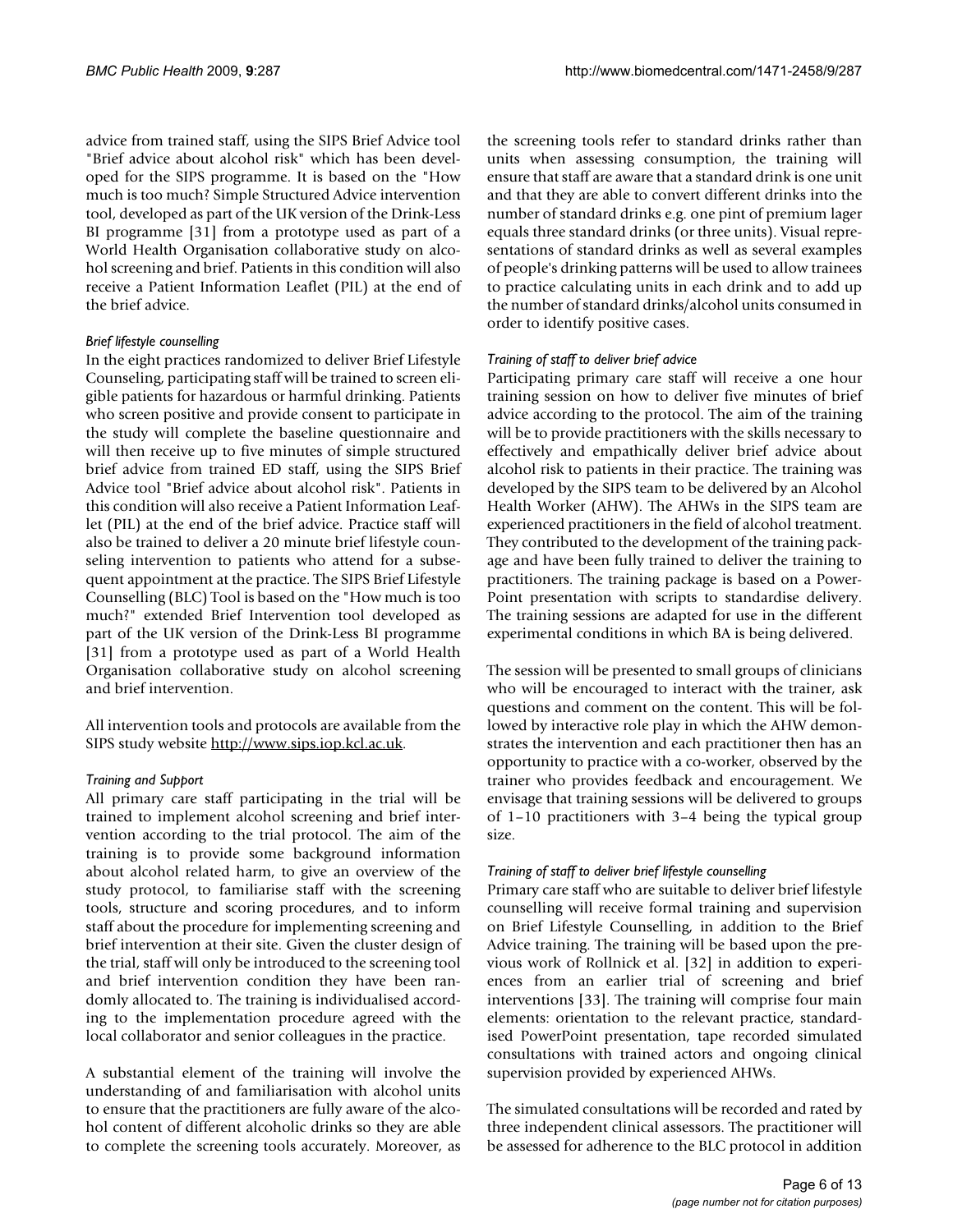advice from trained staff, using the SIPS Brief Advice tool "Brief advice about alcohol risk" which has been developed for the SIPS programme. It is based on the "How much is too much? Simple Structured Advice intervention tool, developed as part of the UK version of the Drink-Less BI programme [31] from a prototype used as part of a World Health Organisation collaborative study on alcohol screening and brief. Patients in this condition will also receive a Patient Information Leaflet (PIL) at the end of the brief advice.

#### *Brief lifestyle counselling*

In the eight practices randomized to deliver Brief Lifestyle Counseling, participating staff will be trained to screen eligible patients for hazardous or harmful drinking. Patients who screen positive and provide consent to participate in the study will complete the baseline questionnaire and will then receive up to five minutes of simple structured brief advice from trained ED staff, using the SIPS Brief Advice tool "Brief advice about alcohol risk". Patients in this condition will also receive a Patient Information Leaflet (PIL) at the end of the brief advice. Practice staff will also be trained to deliver a 20 minute brief lifestyle counseling intervention to patients who attend for a subsequent appointment at the practice. The SIPS Brief Lifestyle Counselling (BLC) Tool is based on the "How much is too much?" extended Brief Intervention tool developed as part of the UK version of the Drink-Less BI programme [31] from a prototype used as part of a World Health Organisation collaborative study on alcohol screening and brief intervention.

All intervention tools and protocols are available from the SIPS study website http://www.sips.iop.kcl.ac.uk.

#### *Training and Support*

All primary care staff participating in the trial will be trained to implement alcohol screening and brief intervention according to the trial protocol. The aim of the training is to provide some background information about alcohol related harm, to give an overview of the study protocol, to familiarise staff with the screening tools, structure and scoring procedures, and to inform staff about the procedure for implementing screening and brief intervention at their site. Given the cluster design of the trial, staff will only be introduced to the screening tool and brief intervention condition they have been randomly allocated to. The training is individualised according to the implementation procedure agreed with the local collaborator and senior colleagues in the practice.

A substantial element of the training will involve the understanding of and familiarisation with alcohol units to ensure that the practitioners are fully aware of the alcohol content of different alcoholic drinks so they are able to complete the screening tools accurately. Moreover, as the screening tools refer to standard drinks rather than units when assessing consumption, the training will ensure that staff are aware that a standard drink is one unit and that they are able to convert different drinks into the number of standard drinks e.g. one pint of premium lager equals three standard drinks (or three units). Visual representations of standard drinks as well as several examples of people's drinking patterns will be used to allow trainees to practice calculating units in each drink and to add up the number of standard drinks/alcohol units consumed in order to identify positive cases.

#### *Training of staff to deliver brief advice*

Participating primary care staff will receive a one hour training session on how to deliver five minutes of brief advice according to the protocol. The aim of the training will be to provide practitioners with the skills necessary to effectively and empathically deliver brief advice about alcohol risk to patients in their practice. The training was developed by the SIPS team to be delivered by an Alcohol Health Worker (AHW). The AHWs in the SIPS team are experienced practitioners in the field of alcohol treatment. They contributed to the development of the training package and have been fully trained to deliver the training to practitioners. The training package is based on a PowerPoint presentation with scripts to standardise delivery. The training sessions are adapted for use in the different experimental conditions in which BA is being delivered.

The session will be presented to small groups of clinicians who will be encouraged to interact with the trainer, ask questions and comment on the content. This will be followed by interactive role play in which the AHW demonstrates the intervention and each practitioner then has an opportunity to practice with a co-worker, observed by the trainer who provides feedback and encouragement. We envisage that training sessions will be delivered to groups of 1–10 practitioners with 3–4 being the typical group size.

#### *Training of staff to deliver brief lifestyle counselling*

Primary care staff who are suitable to deliver brief lifestyle counselling will receive formal training and supervision on Brief Lifestyle Counselling, in addition to the Brief Advice training. The training will be based upon the previous work of Rollnick et al. [32] in addition to experiences from an earlier trial of screening and brief interventions [33]. The training will comprise four main elements: orientation to the relevant practice, standardised PowerPoint presentation, tape recorded simulated consultations with trained actors and ongoing clinical supervision provided by experienced AHWs.

The simulated consultations will be recorded and rated by three independent clinical assessors. The practitioner will be assessed for adherence to the BLC protocol in addition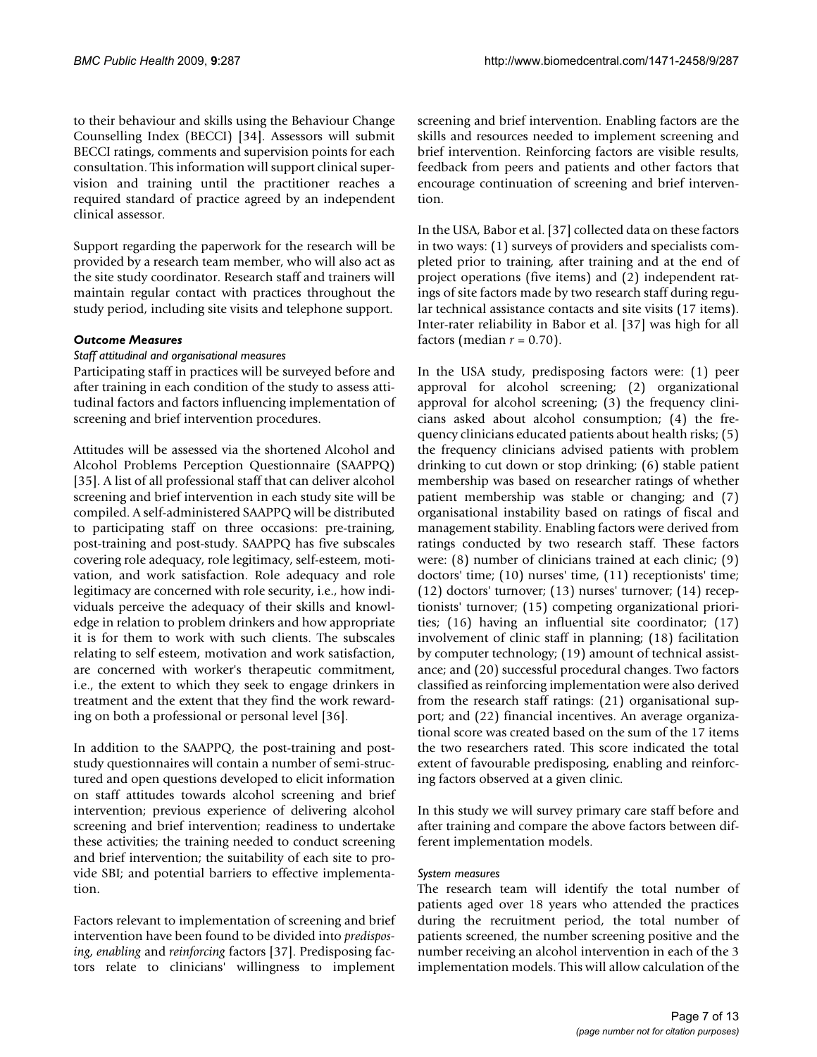to their behaviour and skills using the Behaviour Change Counselling Index (BECCI) [34]. Assessors will submit BECCI ratings, comments and supervision points for each consultation. This information will support clinical supervision and training until the practitioner reaches a required standard of practice agreed by an independent clinical assessor.

Support regarding the paperwork for the research will be provided by a research team member, who will also act as the site study coordinator. Research staff and trainers will maintain regular contact with practices throughout the study period, including site visits and telephone support.

### *Outcome Measures*

#### *Staff attitudinal and organisational measures*

Participating staff in practices will be surveyed before and after training in each condition of the study to assess attitudinal factors and factors influencing implementation of screening and brief intervention procedures.

Attitudes will be assessed via the shortened Alcohol and Alcohol Problems Perception Questionnaire (SAAPPQ) [35]. A list of all professional staff that can deliver alcohol screening and brief intervention in each study site will be compiled. A self-administered SAAPPQ will be distributed to participating staff on three occasions: pre-training, post-training and post-study. SAAPPQ has five subscales covering role adequacy, role legitimacy, self-esteem, motivation, and work satisfaction. Role adequacy and role legitimacy are concerned with role security, i.e., how individuals perceive the adequacy of their skills and knowledge in relation to problem drinkers and how appropriate it is for them to work with such clients. The subscales relating to self esteem, motivation and work satisfaction, are concerned with worker's therapeutic commitment, i.e., the extent to which they seek to engage drinkers in treatment and the extent that they find the work rewarding on both a professional or personal level [36].

In addition to the SAAPPQ, the post-training and post-study questionnaires will contain a number of semi-structured and open questions developed to elicit information on staff attitudes towards alcohol screening and brief intervention; previous experience of delivering alcohol screening and brief intervention; readiness to undertake these activities; the training needed to conduct screening and brief intervention; the suitability of each site to provide SBI; and potential barriers to effective implementation.

Factors relevant to implementation of screening and brief intervention have been found to be divided into *predisposing*, *enabling* and *reinforcing* factors [37]. Predisposing factors relate to clinicians' willingness to implement screening and brief intervention. Enabling factors are the skills and resources needed to implement screening and brief intervention. Reinforcing factors are visible results, feedback from peers and patients and other factors that encourage continuation of screening and brief intervention.

In the USA, Babor et al. [37] collected data on these factors in two ways: (1) surveys of providers and specialists completed prior to training, after training and at the end of project operations (five items) and (2) independent ratings of site factors made by two research staff during regular technical assistance contacts and site visits (17 items). Inter-rater reliability in Babor et al. [37] was high for all factors (median $r = 0.70$).

In the USA study, predisposing factors were: (1) peer approval for alcohol screening; (2) organizational approval for alcohol screening; (3) the frequency clinicians asked about alcohol consumption; (4) the frequency clinicians educated patients about health risks; (5) the frequency clinicians advised patients with problem drinking to cut down or stop drinking; (6) stable patient membership was based on researcher ratings of whether patient membership was stable or changing; and (7) organisational instability based on ratings of fiscal and management stability. Enabling factors were derived from ratings conducted by two research staff. These factors were: (8) number of clinicians trained at each clinic; (9) doctors' time; (10) nurses' time, (11) receptionists' time; (12) doctors' turnover; (13) nurses' turnover; (14) receptionists' turnover; (15) competing organizational priorities; (16) having an influential site coordinator; (17) involvement of clinic staff in planning; (18) facilitation by computer technology; (19) amount of technical assistance; and (20) successful procedural changes. Two factors classified as reinforcing implementation were also derived from the research staff ratings: (21) organisational support; and (22) financial incentives. An average organizational score was created based on the sum of the 17 items the two researchers rated. This score indicated the total extent of favourable predisposing, enabling and reinforcing factors observed at a given clinic.

In this study we will survey primary care staff before and after training and compare the above factors between different implementation models.

#### *System measures*

The research team will identify the total number of patients aged over 18 years who attended the practices during the recruitment period, the total number of patients screened, the number screening positive and the number receiving an alcohol intervention in each of the 3 implementation models. This will allow calculation of the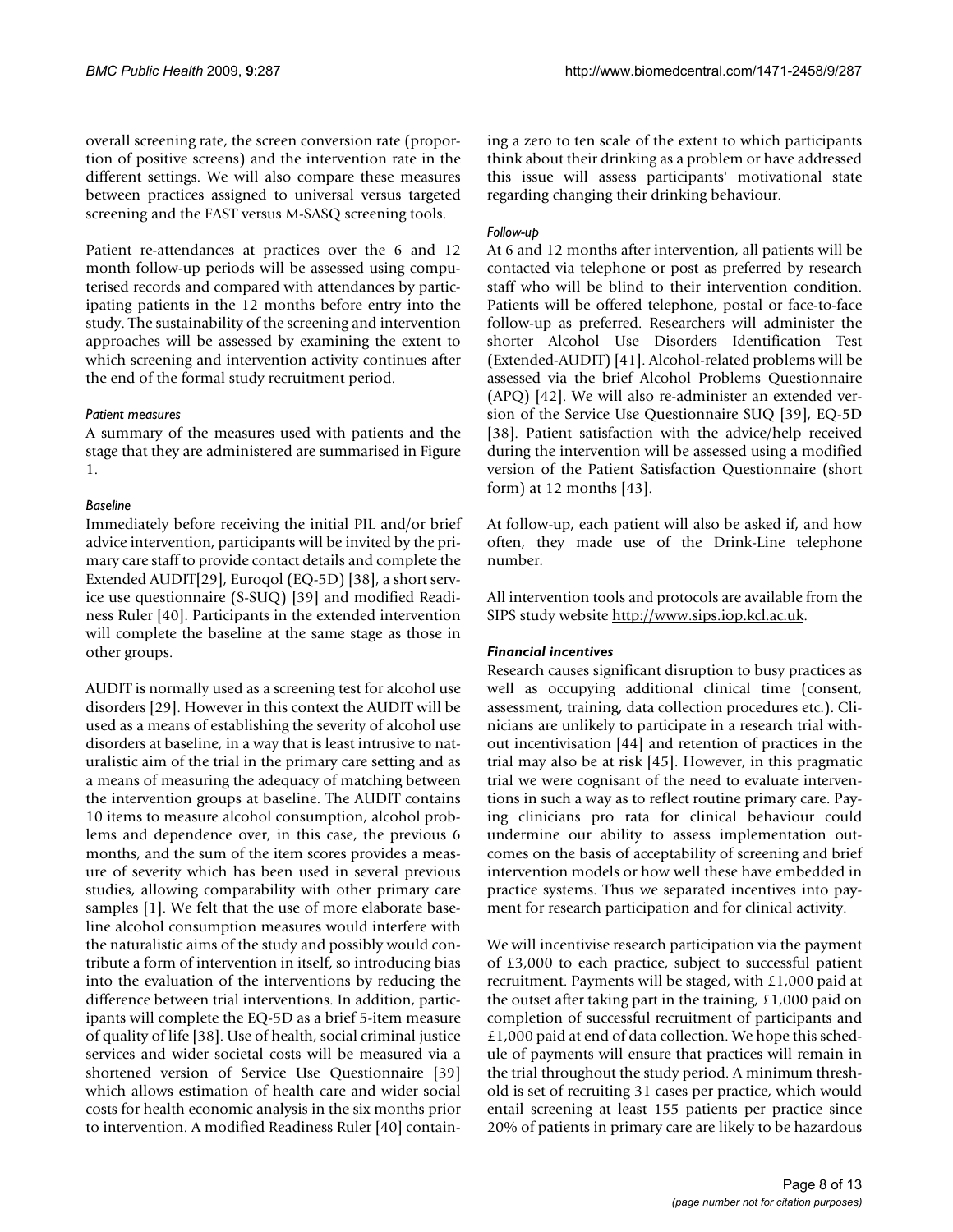overall screening rate, the screen conversion rate (proportion of positive screens) and the intervention rate in the different settings. We will also compare these measures between practices assigned to universal versus targeted screening and the FAST versus M-SASQ screening tools.

Patient re-attendances at practices over the 6 and 12 month follow-up periods will be assessed using computerised records and compared with attendances by participating patients in the 12 months before entry into the study. The sustainability of the screening and intervention approaches will be assessed by examining the extent to which screening and intervention activity continues after the end of the formal study recruitment period.

*Patient measures*

A summary of the measures used with patients and the stage that they are administered are summarised in Figure 1.

*Baseline*

Immediately before receiving the initial PIL and/or brief advice intervention, participants will be invited by the primary care staff to provide contact details and complete the Extended AUDIT[29], Euroqol (EQ-5D) [38], a short service use questionnaire (S-SUQ) [39] and modified Readiness Ruler [40]. Participants in the extended intervention will complete the baseline at the same stage as those in other groups.

AUDIT is normally used as a screening test for alcohol use disorders [29]. However in this context the AUDIT will be used as a means of establishing the severity of alcohol use disorders at baseline, in a way that is least intrusive to naturalistic aim of the trial in the primary care setting and as a means of measuring the adequacy of matching between the intervention groups at baseline. The AUDIT contains 10 items to measure alcohol consumption, alcohol problems and dependence over, in this case, the previous 6 months, and the sum of the item scores provides a measure of severity which has been used in several previous studies, allowing comparability with other primary care samples [1]. We felt that the use of more elaborate baseline alcohol consumption measures would interfere with the naturalistic aims of the study and possibly would contribute a form of intervention in itself, so introducing bias into the evaluation of the interventions by reducing the difference between trial interventions. In addition, participants will complete the EQ-5D as a brief 5-item measure of quality of life [38]. Use of health, social criminal justice services and wider societal costs will be measured via a shortened version of Service Use Questionnaire [39] which allows estimation of health care and wider social costs for health economic analysis in the six months prior to intervention. A modified Readiness Ruler [40] containing a zero to ten scale of the extent to which participants think about their drinking as a problem or have addressed this issue will assess participants' motivational state regarding changing their drinking behaviour.

*Follow-up*

At 6 and 12 months after intervention, all patients will be contacted via telephone or post as preferred by research staff who will be blind to their intervention condition. Patients will be offered telephone, postal or face-to-face follow-up as preferred. Researchers will administer the shorter Alcohol Use Disorders Identification Test (Extended-AUDIT) [41]. Alcohol-related problems will be assessed via the brief Alcohol Problems Questionnaire (APQ) [42]. We will also re-administer an extended version of the Service Use Questionnaire SUQ [39], EQ-5D [38]. Patient satisfaction with the advice/help received during the intervention will be assessed using a modified version of the Patient Satisfaction Questionnaire (short form) at 12 months [43].

At follow-up, each patient will also be asked if, and how often, they made use of the Drink-Line telephone number.

All intervention tools and protocols are available from the SIPS study website http://www.sips.iop.kcl.ac.uk.

***Financial incentives***

Research causes significant disruption to busy practices as well as occupying additional clinical time (consent, assessment, training, data collection procedures etc.). Clinicians are unlikely to participate in a research trial without incentivisation [44] and retention of practices in the trial may also be at risk [45]. However, in this pragmatic trial we were cognisant of the need to evaluate interventions in such a way as to reflect routine primary care. Paying clinicians pro rata for clinical behaviour could undermine our ability to assess implementation outcomes on the basis of acceptability of screening and brief intervention models or how well these have embedded in practice systems. Thus we separated incentives into payment for research participation and for clinical activity.

We will incentivise research participation via the payment of £3,000 to each practice, subject to successful patient recruitment. Payments will be staged, with £1,000 paid at the outset after taking part in the training, £1,000 paid on completion of successful recruitment of participants and £1,000 paid at end of data collection. We hope this schedule of payments will ensure that practices will remain in the trial throughout the study period. A minimum threshold is set of recruiting 31 cases per practice, which would entail screening at least 155 patients per practice since 20% of patients in primary care are likely to be hazardous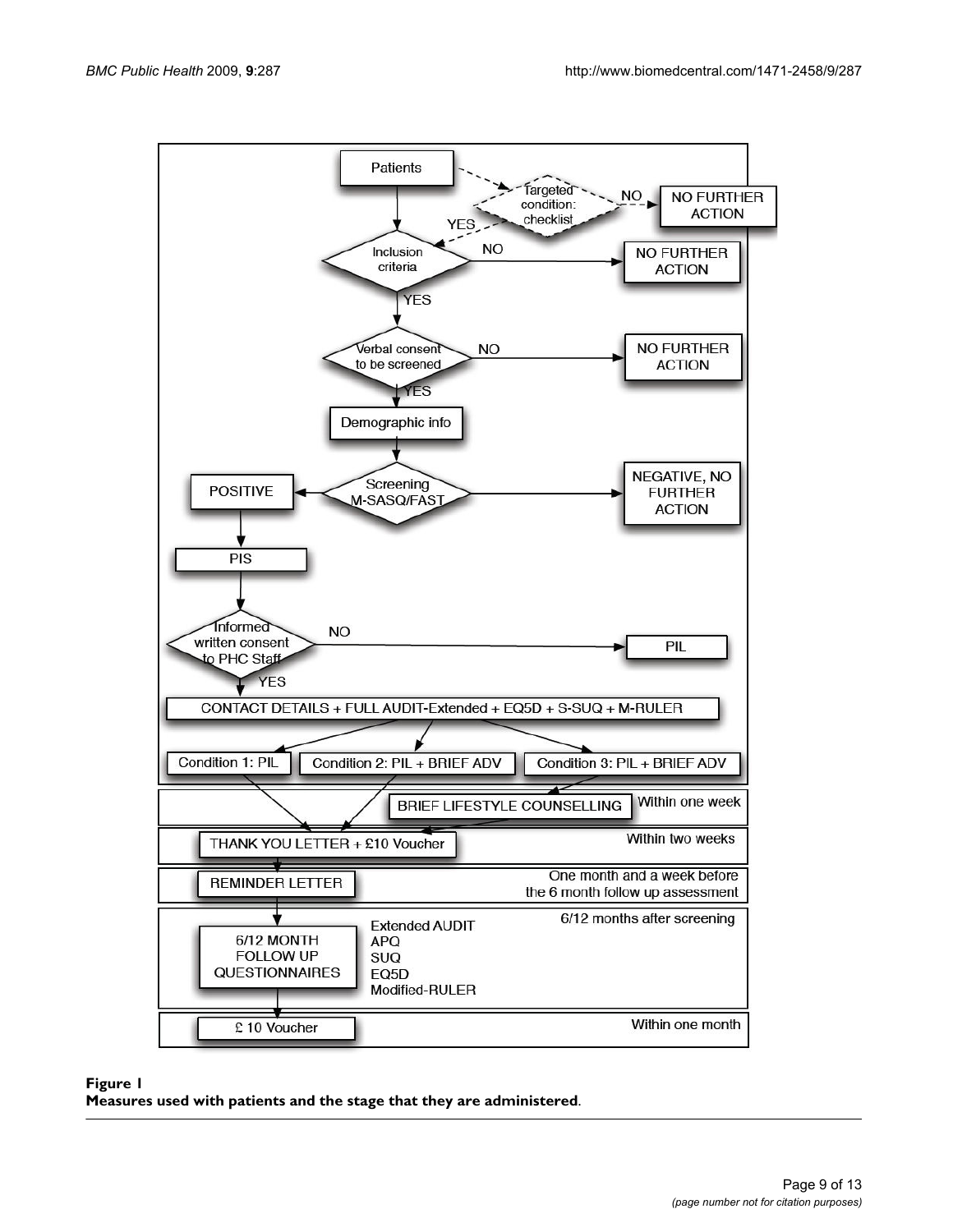**Figure 1**

**Measures used with patients and the stage that they are administered.**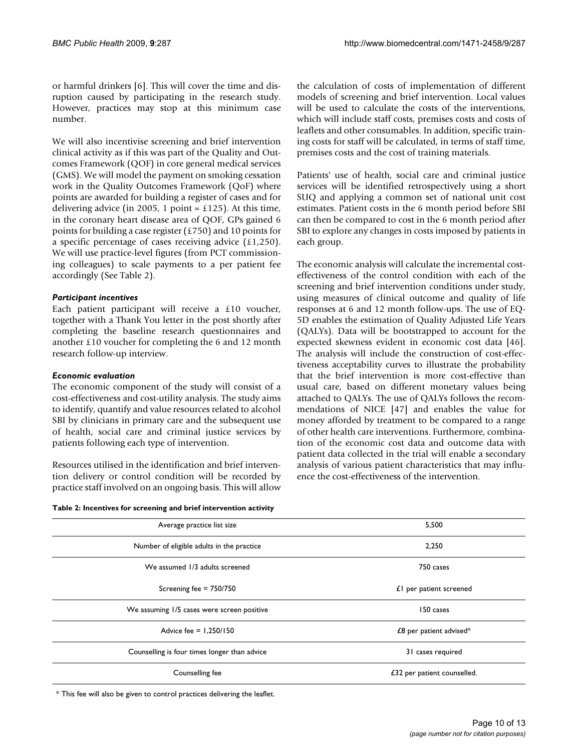or harmful drinkers [6]. This will cover the time and disruption caused by participating in the research study. However, practices may stop at this minimum case number.

We will also incentivise screening and brief intervention clinical activity as if this was part of the Quality and Outcomes Framework (QOF) in core general medical services (GMS). We will model the payment on smoking cessation work in the Quality Outcomes Framework (QoF) where points are awarded for building a register of cases and for delivering advice (in 2005, 1 point = £125). At this time, in the coronary heart disease area of QOF, GPs gained 6 points for building a case register (£750) and 10 points for a specific percentage of cases receiving advice (£1,250). We will use practice-level figures (from PCT commissioning colleagues) to scale payments to a per patient fee accordingly (See Table 2).

#### *Participant incentives*

Each patient participant will receive a £10 voucher, together with a Thank You letter in the post shortly after completing the baseline research questionnaires and another £10 voucher for completing the 6 and 12 month research follow-up interview.

#### *Economic evaluation*

The economic component of the study will consist of a cost-effectiveness and cost-utility analysis. The study aims to identify, quantify and value resources related to alcohol SBI by clinicians in primary care and the subsequent use of health, social care and criminal justice services by patients following each type of intervention.

Resources utilised in the identification and brief intervention delivery or control condition will be recorded by practice staff involved on an ongoing basis. This will allow the calculation of costs of implementation of different models of screening and brief intervention. Local values will be used to calculate the costs of the interventions, which will include staff costs, premises costs and costs of leaflets and other consumables. In addition, specific training costs for staff will be calculated, in terms of staff time, premises costs and the cost of training materials.

Patients' use of health, social care and criminal justice services will be identified retrospectively using a short SUQ and applying a common set of national unit cost estimates. Patient costs in the 6 month period before SBI can then be compared to cost in the 6 month period after SBI to explore any changes in costs imposed by patients in each group.

The economic analysis will calculate the incremental cost-effectiveness of the control condition with each of the screening and brief intervention conditions under study, using measures of clinical outcome and quality of life responses at 6 and 12 month follow-ups. The use of EQ-5D enables the estimation of Quality Adjusted Life Years (QALYs). Data will be bootstrapped to account for the expected skewness evident in economic cost data [46]. The analysis will include the construction of cost-effectiveness acceptability curves to illustrate the probability that the brief intervention is more cost-effective than usual care, based on different monetary values being attached to QALYs. The use of QALYs follows the recommendations of NICE [47] and enables the value for money afforded by treatment to be compared to a range of other health care interventions. Furthermore, combination of the economic cost data and outcome data with patient data collected in the trial will enable a secondary analysis of various patient characteristics that may influence the cost-effectiveness of the intervention.

**Table 2: Incentives for screening and brief intervention activity**

| | |
|---|---|
| Average practice list size | 5,500 |
| Number of eligible adults in the practice | 2,250 |
| We assumed 1/3 adults screened | 750 cases |
| Screening fee = 750/750 | £1 per patient screened |
| We assuming 1/5 cases were screen positive | 150 cases |
| Advice fee = 1,250/150 | £8 per patient advised* |
| Counselling is four times longer than advice | 31 cases required |
| Counselling fee | £32 per patient counselled. |

\* This fee will also be given to control practices delivering the leaflet.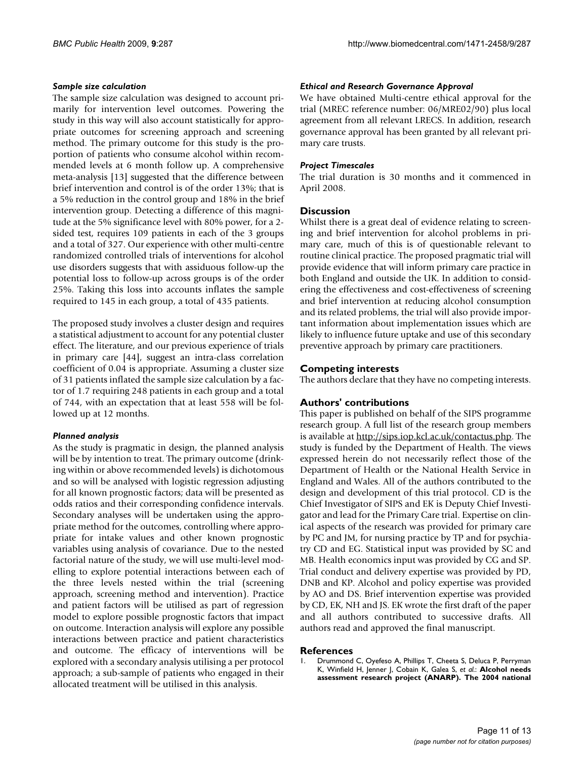### Sample size calculation

The sample size calculation was designed to account primarily for intervention level outcomes. Powering the study in this way will also account statistically for appropriate outcomes for screening approach and screening method. The primary outcome for this study is the proportion of patients who consume alcohol within recommended levels at 6 month follow up. A comprehensive meta-analysis [13] suggested that the difference between brief intervention and control is of the order 13%; that is a 5% reduction in the control group and 18% in the brief intervention group. Detecting a difference of this magnitude at the 5% significance level with 80% power, for a 2-sided test, requires 109 patients in each of the 3 groups and a total of 327. Our experience with other multi-centre randomized controlled trials of interventions for alcohol use disorders suggests that with assiduous follow-up the potential loss to follow-up across groups is of the order 25%. Taking this loss into accounts inflates the sample required to 145 in each group, a total of 435 patients.

The proposed study involves a cluster design and requires a statistical adjustment to account for any potential cluster effect. The literature, and our previous experience of trials in primary care [44], suggest an intra-class correlation coefficient of 0.04 is appropriate. Assuming a cluster size of 31 patients inflated the sample size calculation by a factor of 1.7 requiring 248 patients in each group and a total of 744, with an expectation that at least 558 will be followed up at 12 months.

### Planned analysis

As the study is pragmatic in design, the planned analysis will be by intention to treat. The primary outcome (drinking within or above recommended levels) is dichotomous and so will be analysed with logistic regression adjusting for all known prognostic factors; data will be presented as odds ratios and their corresponding confidence intervals. Secondary analyses will be undertaken using the appropriate method for the outcomes, controlling where appropriate for intake values and other known prognostic variables using analysis of covariance. Due to the nested factorial nature of the study, we will use multi-level modelling to explore potential interactions between each of the three levels nested within the trial (screening approach, screening method and intervention). Practice and patient factors will be utilised as part of regression model to explore possible prognostic factors that impact on outcome. Interaction analysis will explore any possible interactions between practice and patient characteristics and outcome. The efficacy of interventions will be explored with a secondary analysis utilising a per protocol approach; a sub-sample of patients who engaged in their allocated treatment will be utilised in this analysis.

### Ethical and Research Governance Approval

We have obtained Multi-centre ethical approval for the trial (MREC reference number: 06/MRE02/90) plus local agreement from all relevant LRECS. In addition, research governance approval has been granted by all relevant primary care trusts.

### Project Timescales

The trial duration is 30 months and it commenced in April 2008.

## Discussion

Whilst there is a great deal of evidence relating to screening and brief intervention for alcohol problems in primary care, much of this is of questionable relevant to routine clinical practice. The proposed pragmatic trial will provide evidence that will inform primary care practice in both England and outside the UK. In addition to considering the effectiveness and cost-effectiveness of screening and brief intervention at reducing alcohol consumption and its related problems, the trial will also provide important information about implementation issues which are likely to influence future uptake and use of this secondary preventive approach by primary care practitioners.

## Competing interests

The authors declare that they have no competing interests.

## Authors' contributions

This paper is published on behalf of the SIPS programme research group. A full list of the research group members is available at http://sips.iop.kcl.ac.uk/contactus.php. The study is funded by the Department of Health. The views expressed herein do not necessarily reflect those of the Department of Health or the National Health Service in England and Wales. All of the authors contributed to the design and development of this trial protocol. CD is the Chief Investigator of SIPS and EK is Deputy Chief Investigator and lead for the Primary Care trial. Expertise on clinical aspects of the research was provided for primary care by PC and JM, for nursing practice by TP and for psychiatry CD and EG. Statistical input was provided by SC and MB. Health economics input was provided by CG and SP. Trial conduct and delivery expertise was provided by PD, DNB and KP. Alcohol and policy expertise was provided by AO and DS. Brief intervention expertise was provided by CD, EK, NH and JS. EK wrote the first draft of the paper and all authors contributed to successive drafts. All authors read and approved the final manuscript.

## References

1. Drummond C, Oyefeso A, Phillips T, Cheeta S, Deluca P, Perryman K, Winfield H, Jenner J, Cobain K, Galea S, *et al.*: **Alcohol needs assessment research project (ANARP). The 2004 national**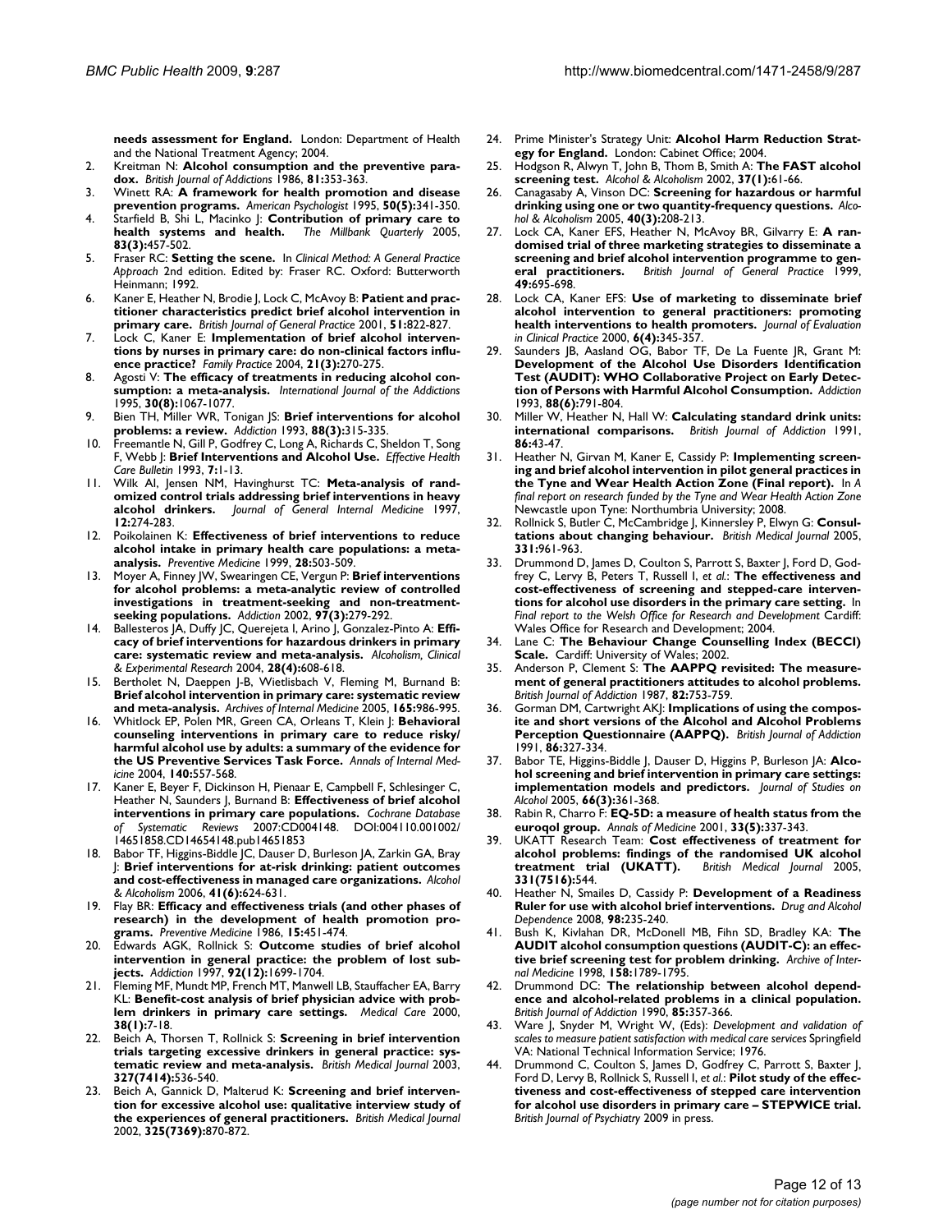**needs assessment for England.** London: Department of Health and the National Treatment Agency; 2004.

2. Kreitman N: **Alcohol consumption and the preventive paradox.** *British Journal of Addictions* 1986, **81:**353-363.
3. Winett RA: **A framework for health promotion and disease prevention programs.** *American Psychologist* 1995, **50(5):**341-350.
4. Starfield B, Shi L, Macinko J: **Contribution of primary care to health systems and health.** *The Millbank Quarterly* 2005, **83(3):**457-502.
5. Fraser RC: **Setting the scene.** In *Clinical Method: A General Practice Approach* 2nd edition. Edited by: Fraser RC. Oxford: Butterworth Heinmann; 1992.
6. Kaner E, Heather N, Brodie J, Lock C, McAvoy B: **Patient and practitioner characteristics predict brief alcohol intervention in primary care.** *British Journal of General Practice* 2001, **51:**822-827.
7. Lock C, Kaner E: **Implementation of brief alcohol interventions by nurses in primary care: do non-clinical factors influence practice?** *Family Practice* 2004, **21(3):**270-275.
8. Agosti V: **The efficacy of treatments in reducing alcohol consumption: a meta-analysis.** *International Journal of the Addictions* 1995, **30(8):**1067-1077.
9. Bien TH, Miller WR, Tonigan JS: **Brief interventions for alcohol problems: a review.** *Addiction* 1993, **88(3):**315-335.
10. Freemantle N, Gill P, Godfrey C, Long A, Richards C, Sheldon T, Song F, Webb J: **Brief Interventions and Alcohol Use.** *Effective Health Care Bulletin* 1993, **7:**1-13.
11. Wilk AI, Jensen NM, Havinghurst TC: **Meta-analysis of randomized control trials addressing brief interventions in heavy alcohol drinkers.** *Journal of General Internal Medicine* 1997, **12:**274-283.
12. Poikolainen K: **Effectiveness of brief interventions to reduce alcohol intake in primary health care populations: a meta-analysis.** *Preventive Medicine* 1999, **28:**503-509.
13. Moyer A, Finney JW, Swearingen CE, Vergun P: **Brief interventions for alcohol problems: a meta-analytic review of controlled investigations in treatment-seeking and non-treatment-seeking populations.** *Addiction* 2002, **97(3):**279-292.
14. Ballesteros JA, Duffy JC, Querejeta I, Arino J, Gonzalez-Pinto A: **Efficacy of brief interventions for hazardous drinkers in primary care: systematic review and meta-analysis.** *Alcoholism, Clinical & Experimental Research* 2004, **28(4):**608-618.
15. Bertholet N, Daeppen J-B, Wietlisbach V, Fleming M, Burnand B: **Brief alcohol intervention in primary care: systematic review and meta-analysis.** *Archives of Internal Medicine* 2005, **165:**986-995.
16. Whitlock EP, Polen MR, Green CA, Orleans T, Klein J: **Behavioral counseling interventions in primary care to reduce risky/harmful alcohol use by adults: a summary of the evidence for the US Preventive Services Task Force.** *Annals of Internal Medicine* 2004, **140:**557-568.
17. Kaner E, Beyer F, Dickinson H, Pienaar E, Campbell F, Schlesinger C, Heather N, Saunders J, Burnand B: **Effectiveness of brief alcohol interventions in primary care populations.** *Cochrane Database of Systematic Reviews* 2007:CD004148. DOI:004110.001002/14651858.CD14654148.pub14651853
18. Babor TF, Higgins-Biddle JC, Dauser D, Burleson JA, Zarkin GA, Bray J: **Brief interventions for at-risk drinking: patient outcomes and cost-effectiveness in managed care organizations.** *Alcohol & Alcoholism* 2006, **41(6):**624-631.
19. Flay BR: **Efficacy and effectiveness trials (and other phases of research) in the development of health promotion programs.** *Preventive Medicine* 1986, **15:**451-474.
20. Edwards AGK, Rollnick S: **Outcome studies of brief alcohol intervention in general practice: the problem of lost subjects.** *Addiction* 1997, **92(12):**1699-1704.
21. Fleming MF, Mundt MP, French MT, Manwell LB, Stauffacher EA, Barry KL: **Benefit-cost analysis of brief physician advice with problem drinkers in primary care settings.** *Medical Care* 2000, **38(1):**7-18.
22. Beich A, Thorsen T, Rollnick S: **Screening in brief intervention trials targeting excessive drinkers in general practice: systematic review and meta-analysis.** *British Medical Journal* 2003, **327(7414):**536-540.
23. Beich A, Gannick D, Malterud K: **Screening and brief intervention for excessive alcohol use: qualitative interview study of the experiences of general practitioners.** *British Medical Journal* 2002, **325(7369):**870-872.
24. Prime Minister's Strategy Unit: **Alcohol Harm Reduction Strategy for England.** London: Cabinet Office; 2004.
25. Hodgson R, Alwyn T, John B, Thom B, Smith A: **The FAST alcohol screening test.** *Alcohol & Alcoholism* 2002, **37(1):**61-66.
26. Canagasaby A, Vinson DC: **Screening for hazardous or harmful drinking using one or two quantity-frequency questions.** *Alcohol & Alcoholism* 2005, **40(3):**208-213.
27. Lock CA, Kaner EFS, Heather N, McAvoy BR, Gilvarry E: **A randomised trial of three marketing strategies to disseminate a screening and brief alcohol intervention programme to general practitioners.** *British Journal of General Practice* 1999, **49:**695-698.
28. Lock CA, Kaner EFS: **Use of marketing to disseminate brief alcohol intervention to general practitioners: promoting health interventions to health promoters.** *Journal of Evaluation in Clinical Practice* 2000, **6(4):**345-357.
29. Saunders JB, Aasland OG, Babor TF, De La Fuente JR, Grant M: **Development of the Alcohol Use Disorders Identification Test (AUDIT): WHO Collaborative Project on Early Detection of Persons with Harmful Alcohol Consumption.** *Addiction* 1993, **88(6):**791-804.
30. Miller W, Heather N, Hall W: **Calculating standard drink units: international comparisons.** *British Journal of Addiction* 1991, **86:**43-47.
31. Heather N, Girvan M, Kaner E, Cassidy P: **Implementing screening and brief alcohol intervention in pilot general practices in the Tyne and Wear Health Action Zone (Final report).** In *A final report on research funded by the Tyne and Wear Health Action Zone* Newcastle upon Tyne: Northumbria University; 2008.
32. Rollnick S, Butler C, McCambridge J, Kinnersley P, Elwyn G: **Consultations about changing behaviour.** *British Medical Journal* 2005, **331:**961-963.
33. Drummond D, James D, Coulton S, Parrott S, Baxter J, Ford D, Godfrey C, Lervy B, Peters T, Russell I, *et al.*: **The effectiveness and cost-effectiveness of screening and stepped-care interventions for alcohol use disorders in the primary care setting.** In *Final report to the Welsh Office for Research and Development* Cardiff: Wales Office for Research and Development; 2004.
34. Lane C: **The Behaviour Change Counselling Index (BECCI) Scale.** Cardiff: University of Wales; 2002.
35. Anderson P, Clement S: **The AAPPQ revisited: The measurement of general practitioners attitudes to alcohol problems.** *British Journal of Addiction* 1987, **82:**753-759.
36. Gorman DM, Cartwright AKJ: **Implications of using the composite and short versions of the Alcohol and Alcohol Problems Perception Questionnaire (AAPPQ).** *British Journal of Addiction* 1991, **86:**327-334.
37. Babor TE, Higgins-Biddle J, Dauser D, Higgins P, Burleson JA: **Alcohol screening and brief intervention in primary care settings: implementation models and predictors.** *Journal of Studies on Alcohol* 2005, **66(3):**361-368.
38. Rabin R, Charro F: **EQ-5D: a measure of health status from the euroqol group.** *Annals of Medicine* 2001, **33(5):**337-343.
39. UKATT Research Team: **Cost effectiveness of treatment for alcohol problems: findings of the randomised UK alcohol treatment trial (UKATT).** *British Medical Journal* 2005, **331(7516):**544.
40. Heather N, Smailes D, Cassidy P: **Development of a Readiness Ruler for use with alcohol brief interventions.** *Drug and Alcohol Dependence* 2008, **98:**235-240.
41. Bush K, Kivlahan DR, McDonell MB, Fihn SD, Bradley KA: **The AUDIT alcohol consumption questions (AUDIT-C): an effective brief screening test for problem drinking.** *Archive of Internal Medicine* 1998, **158:**1789-1795.
42. Drummond DC: **The relationship between alcohol dependence and alcohol-related problems in a clinical population.** *British Journal of Addiction* 1990, **85:**357-366.
43. Ware J, Snyder M, Wright W, (Eds): *Development and validation of scales to measure patient satisfaction with medical care services* Springfield VA: National Technical Information Service; 1976.
44. Drummond C, Coulton S, James D, Godfrey C, Parrott S, Baxter J, Ford D, Lervy B, Rollnick S, Russell I, *et al.*: **Pilot study of the effectiveness and cost-effectiveness of stepped care intervention for alcohol use disorders in primary care – STEPWICE trial.** *British Journal of Psychiatry* 2009 in press.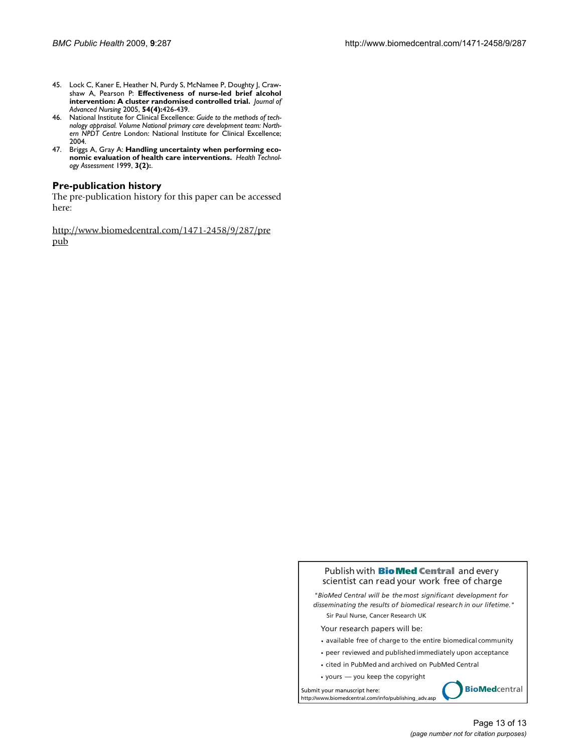45. Lock C, Kaner E, Heather N, Purdy S, McNamee P, Doughty J, Crawshaw A, Pearson P: **Effectiveness of nurse-led brief alcohol intervention: A cluster randomised controlled trial.** *Journal of Advanced Nursing* 2005, **54(4):**426-439.
46. National Institute for Clinical Excellence: *Guide to the methods of technology appraisal. Volume National primary care development team: Northern NPDT Centre* London: National Institute for Clinical Excellence; 2004.
47. Briggs A, Gray A: **Handling uncertainty when performing economic evaluation of health care interventions.** *Health Technology Assessment* 1999, **3(2):**.

## Pre-publication history

The pre-publication history for this paper can be accessed here:

http://www.biomedcentral.com/1471-2458/9/287/prepub

Publish with **BioMed Central** and every scientist can read your work free of charge

*"BioMed Central will be the most significant development for disseminating the results of biomedical research in our lifetime."*

Sir Paul Nurse, Cancer Research UK

Your research papers will be:

- available free of charge to the entire biomedical community
- peer reviewed and published immediately upon acceptance
- cited in PubMed and archived on PubMed Central
- yours — you keep the copyright

Submit your manuscript here:
http://www.biomedcentral.com/info/publishing_adv.asp

BioMedcentral